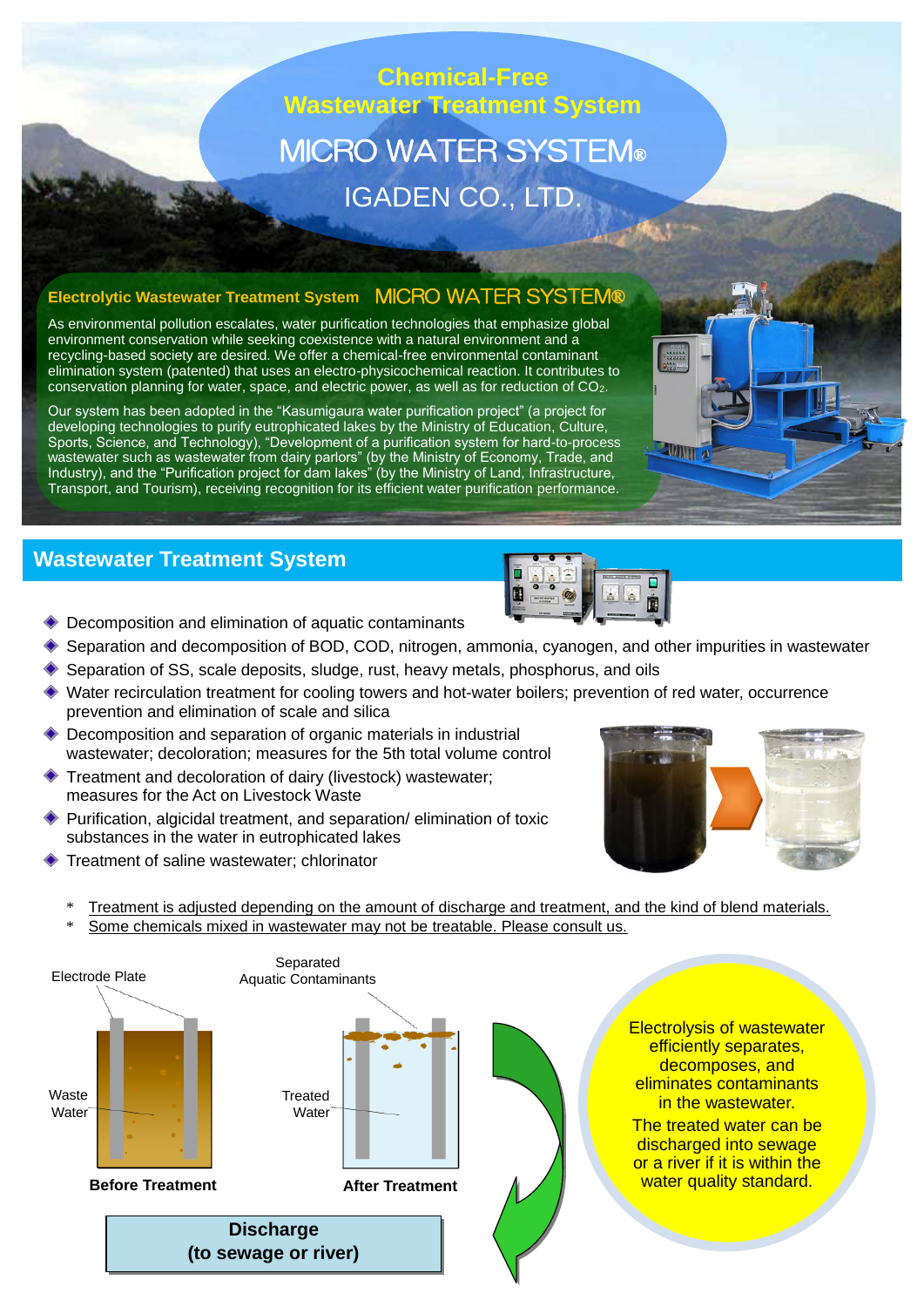# Chemical-Free Wastewater Treatment System

# MICRO WATER SYSTEM®

## IGADEN CO., LTD.

### Electrolytic Wastewater Treatment System MICRO WATER SYSTEM®

As environmental pollution escalates, water purification technologies that emphasize global environment conservation while seeking coexistence with a natural environment and a recycling-based society are desired. We offer a chemical-free environmental contaminant elimination system (patented) that uses an electro-physicochemical reaction. It contributes to conservation planning for water, space, and electric power, as well as for reduction of $CO_2$.

Our system has been adopted in the "Kasumigaura water purification project" (a project for developing technologies to purify eutrophicated lakes by the Ministry of Education, Culture, Sports, Science, and Technology), "Development of a purification system for hard-to-process wastewater such as wastewater from dairy parlors" (by the Ministry of Economy, Trade, and Industry), and the "Purification project for dam lakes" (by the Ministry of Land, Infrastructure, Transport, and Tourism), receiving recognition for its efficient water purification performance.

## Wastewater Treatment System

- Decomposition and elimination of aquatic contaminants
- Separation and decomposition of BOD, COD, nitrogen, ammonia, cyanogen, and other impurities in wastewater
- Separation of SS, scale deposits, sludge, rust, heavy metals, phosphorus, and oils
- Water recirculation treatment for cooling towers and hot-water boilers; prevention of red water, occurrence prevention and elimination of scale and silica
- Decomposition and separation of organic materials in industrial wastewater; decoloration; measures for the 5th total volume control
- Treatment and decoloration of dairy (livestock) wastewater; measures for the Act on Livestock Waste
- Purification, algicidal treatment, and separation/ elimination of toxic substances in the water in eutrophicated lakes
- Treatment of saline wastewater; chlorinator

\* Treatment is adjusted depending on the amount of discharge and treatment, and the kind of blend materials.
\* Some chemicals mixed in wastewater may not be treatable. Please consult us.

Electrode Plate

Waste Water

**Before Treatment**

Separated Aquatic Contaminants

Treated Water

**After Treatment**

**Discharge (to sewage or river)**

Electrolysis of wastewater efficiently separates, decomposes, and eliminates contaminants in the wastewater.
The treated water can be discharged into sewage or a river if it is within the water quality standard.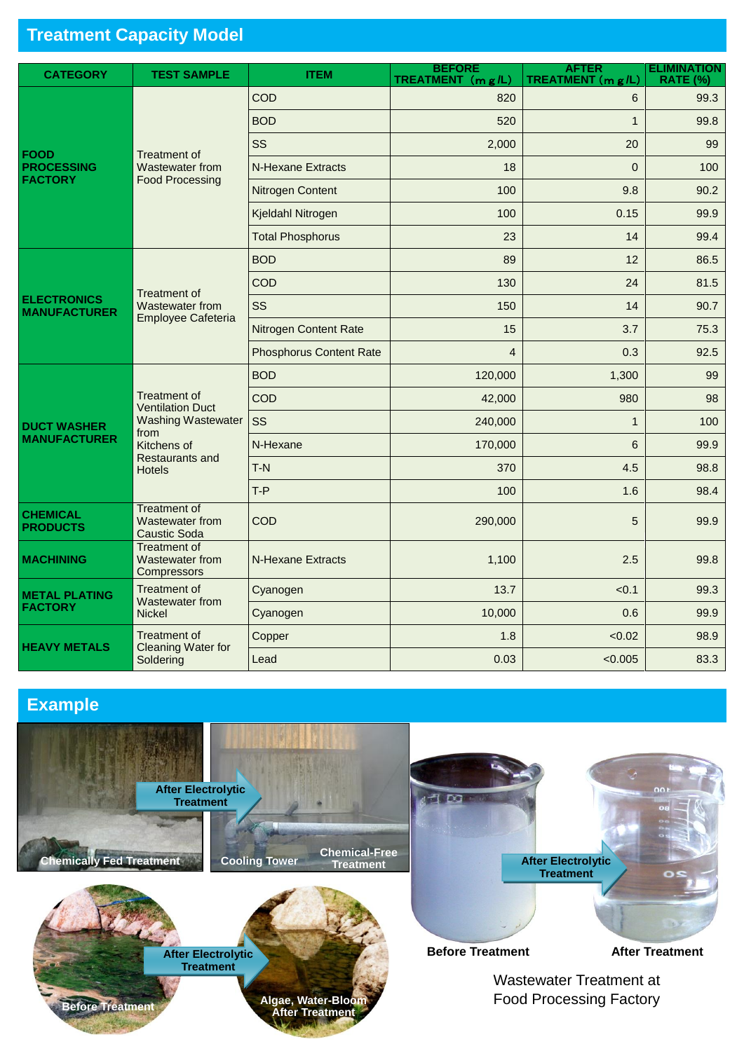## Treatment Capacity Model

| CATEGORY | TEST SAMPLE | ITEM | BEFORE TREATMENT (mg/L) | AFTER TREATMENT (mg/L) | ELIMINATION RATE (%) |
|---|---|---|---|---|---|
| FOOD PROCESSING FACTORY | Treatment of Wastewater from Food Processing | COD | 820 | 6 | 99.3 |
| | | BOD | 520 | 1 | 99.8 |
| | | SS | 2,000 | 20 | 99 |
| | | N-Hexane Extracts | 18 | 0 | 100 |
| | | Nitrogen Content | 100 | 9.8 | 90.2 |
| | | Kjeldahl Nitrogen | 100 | 0.15 | 99.9 |
| | | Total Phosphorus | 23 | 14 | 99.4 |
| ELECTRONICS MANUFACTURER | Treatment of Wastewater from Employee Cafeteria | BOD | 89 | 12 | 86.5 |
| | | COD | 130 | 24 | 81.5 |
| | | SS | 150 | 14 | 90.7 |
| | | Nitrogen Content Rate | 15 | 3.7 | 75.3 |
| | | Phosphorus Content Rate | 4 | 0.3 | 92.5 |
| DUCT WASHER MANUFACTURER | Treatment of Ventilation Duct Washing Wastewater from Kitchens of Restaurants and Hotels | BOD | 120,000 | 1,300 | 99 |
| | | COD | 42,000 | 980 | 98 |
| | | SS | 240,000 | 1 | 100 |
| | | N-Hexane | 170,000 | 6 | 99.9 |
| | | T-N | 370 | 4.5 | 98.8 |
| | | T-P | 100 | 1.6 | 98.4 |
| CHEMICAL PRODUCTS | Treatment of Wastewater from Caustic Soda | COD | 290,000 | 5 | 99.9 |
| MACHINING | Treatment of Wastewater from Compressors | N-Hexane Extracts | 1,100 | 2.5 | 99.8 |
| METAL PLATING FACTORY | Treatment of Wastewater from Nickel | Cyanogen | 13.7 | <0.1 | 99.3 |
| | | Cyanogen | 10,000 | 0.6 | 99.9 |
| HEAVY METALS | Treatment of Cleaning Water for Soldering | Copper | 1.8 | <0.02 | 98.9 |
| | | Lead | 0.03 | <0.005 | 83.3 |

## Example

Chemically Fed Treatment → After Electrolytic Treatment → Cooling Tower, Chemical-Free Treatment

Before Treatment → After Electrolytic Treatment → Algae, Water-Bloom After Treatment

Before Treatment → After Electrolytic Treatment → After Treatment

Wastewater Treatment at Food Processing Factory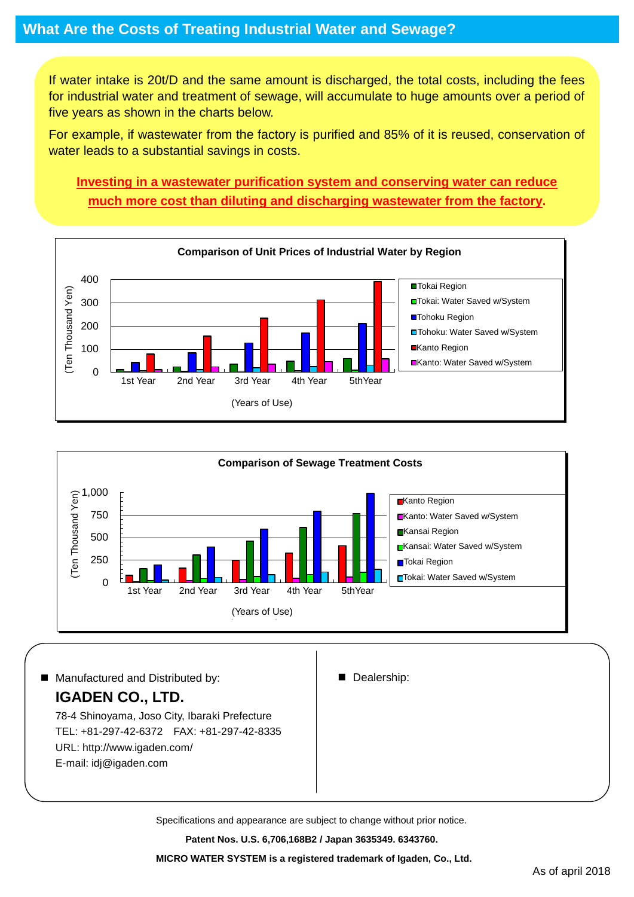## What Are the Costs of Treating Industrial Water and Sewage?

If water intake is 20t/D and the same amount is discharged, the total costs, including the fees for industrial water and treatment of sewage, will accumulate to huge amounts over a period of five years as shown in the charts below.

For example, if wastewater from the factory is purified and 85% of it is reused, conservation of water leads to a substantial savings in costs.

**Investing in a wastewater purification system and conserving water can reduce much more cost than diluting and discharging wastewater from the factory.**

**Comparison of Unit Prices of Industrial Water by Region**

(Ten Thousand Yen)

400
300
200
100
0

1st Year
2nd Year
3rd Year
4th Year
5thYear

(Years of Use)

Tokai Region
Tokai: Water Saved w/System
Tohoku Region
Tohoku: Water Saved w/System
Kanto Region
Kanto: Water Saved w/System

**Comparison of Sewage Treatment Costs**

(Ten Thousand Yen)

1,000
750
500
250
0

1st Year
2nd Year
3rd Year
4th Year
5thYear

(Years of Use)

Kanto Region
Kanto: Water Saved w/System
Kansai Region
Kansai: Water Saved w/System
Tokai Region
Tokai: Water Saved w/System

- Manufactured and Distributed by:

**IGADEN CO., LTD.**

78-4 Shinoyama, Joso City, Ibaraki Prefecture
TEL: +81-297-42-6372 FAX: +81-297-42-8335
URL: http://www.igaden.com/
E-mail: idj@igaden.com

- Dealership:

Specifications and appearance are subject to change without prior notice.

**Patent Nos. U.S. 6,706,168B2 / Japan 3635349. 6343760.**

**MICRO WATER SYSTEM is a registered trademark of Igaden, Co., Ltd.**

As of april 2018